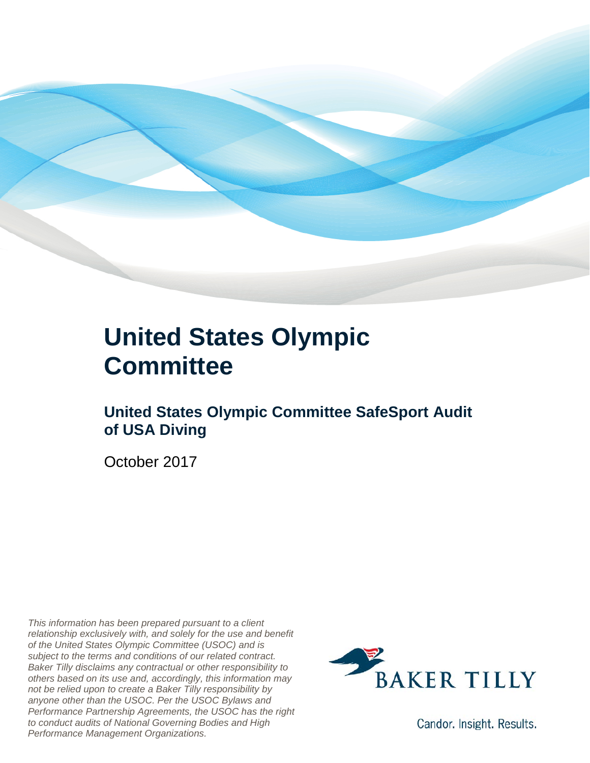# United States Olympic Committee

## United States Olympic Committee SafeSport Audit of USA Diving

October 2017

*This information has been prepared pursuant to a client relationship exclusively with, and solely for the use and benefit of the United States Olympic Committee (USOC) and is subject to the terms and conditions of our related contract. Baker Tilly disclaims any contractual or other responsibility to others based on its use and, accordingly, this information may not be relied upon to create a Baker Tilly responsibility by anyone other than the USOC. Per the USOC Bylaws and Performance Partnership Agreements, the USOC has the right to conduct audits of National Governing Bodies and High Performance Management Organizations.*

BAKER TILLY

Candor. Insight. Results.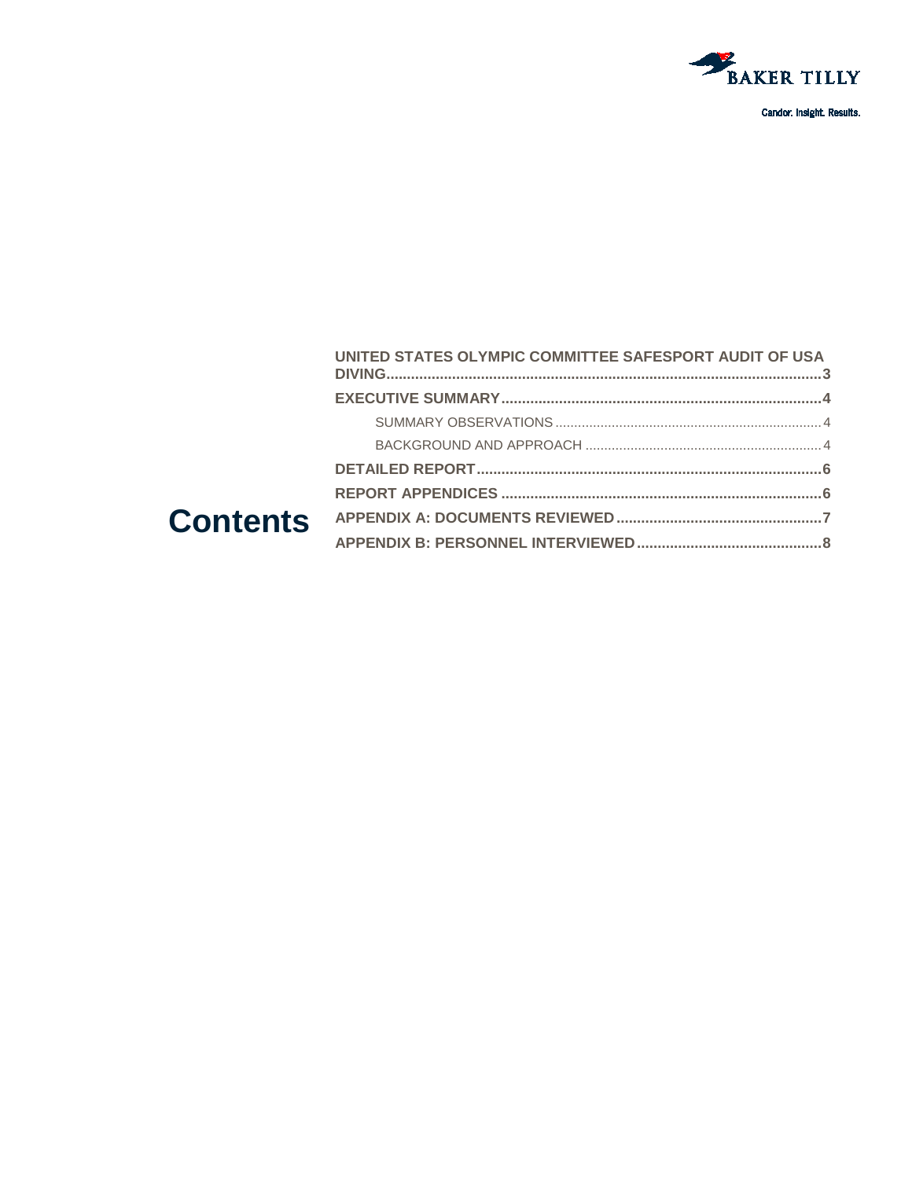# Contents

- **UNITED STATES OLYMPIC COMMITTEE SAFESPORT AUDIT OF USA DIVING** ........ 3
- **EXECUTIVE SUMMARY** ........ 4
  - SUMMARY OBSERVATIONS ........ 4
  - BACKGROUND AND APPROACH ........ 4
- **DETAILED REPORT** ........ 6
- **REPORT APPENDICES** ........ 6
- **APPENDIX A: DOCUMENTS REVIEWED** ........ 7
- **APPENDIX B: PERSONNEL INTERVIEWED** ........ 8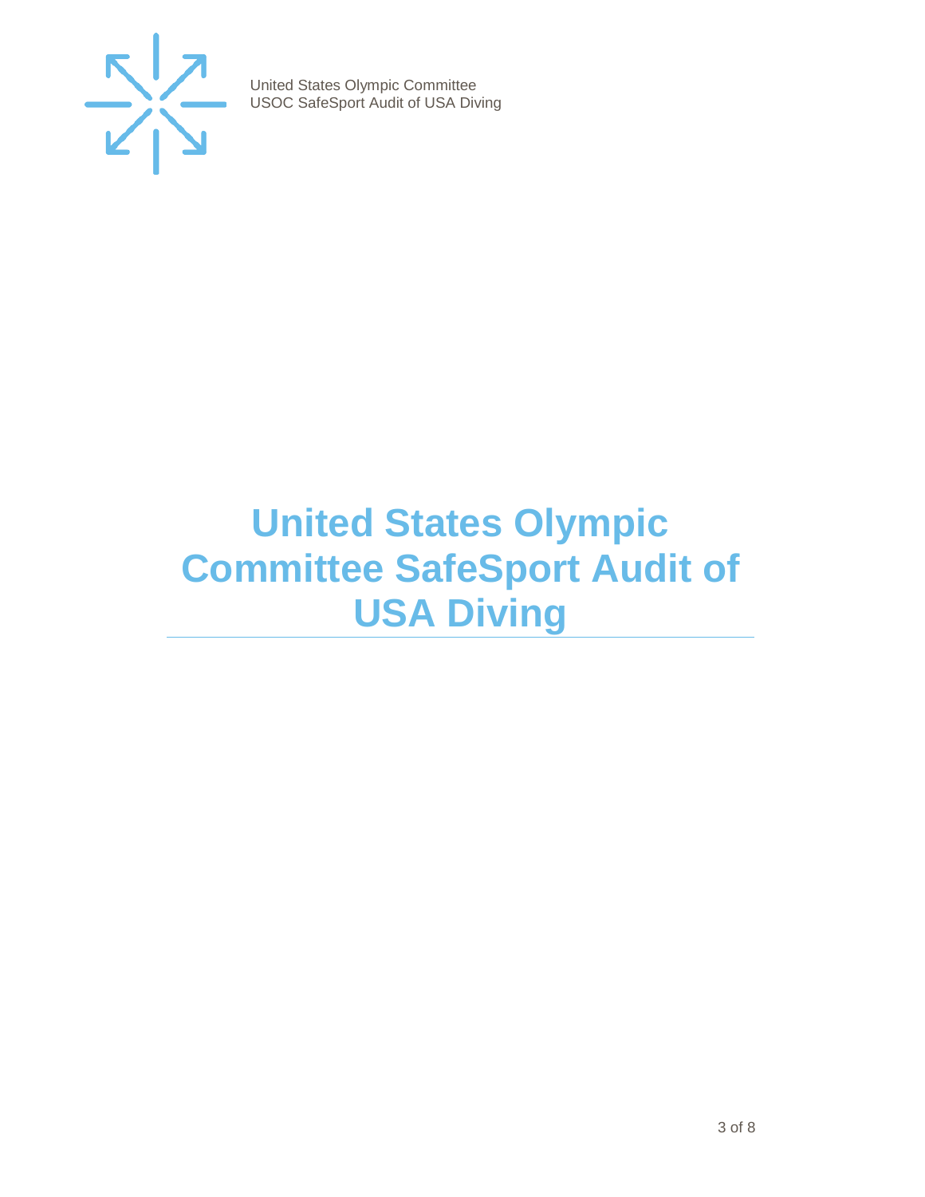# United States Olympic Committee SafeSport Audit of USA Diving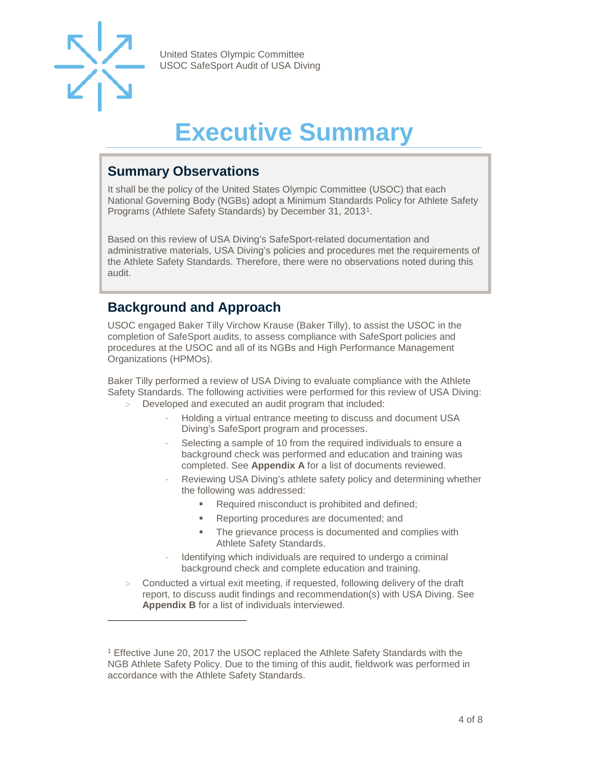# Executive Summary

## Summary Observations

It shall be the policy of the United States Olympic Committee (USOC) that each National Governing Body (NGBs) adopt a Minimum Standards Policy for Athlete Safety Programs (Athlete Safety Standards) by December 31, 2013[1].

Based on this review of USA Diving's SafeSport-related documentation and administrative materials, USA Diving's policies and procedures met the requirements of the Athlete Safety Standards. Therefore, there were no observations noted during this audit.

## Background and Approach

USOC engaged Baker Tilly Virchow Krause (Baker Tilly), to assist the USOC in the completion of SafeSport audits, to assess compliance with SafeSport policies and procedures at the USOC and all of its NGBs and High Performance Management Organizations (HPMOs).

Baker Tilly performed a review of USA Diving to evaluate compliance with the Athlete Safety Standards. The following activities were performed for this review of USA Diving:

- Developed and executed an audit program that included:
  - Holding a virtual entrance meeting to discuss and document USA Diving's SafeSport program and processes.
  - Selecting a sample of 10 from the required individuals to ensure a background check was performed and education and training was completed. See **Appendix A** for a list of documents reviewed.
  - Reviewing USA Diving's athlete safety policy and determining whether the following was addressed:
    - Required misconduct is prohibited and defined;
    - Reporting procedures are documented; and
    - The grievance process is documented and complies with Athlete Safety Standards.
  - Identifying which individuals are required to undergo a criminal background check and complete education and training.
- Conducted a virtual exit meeting, if requested, following delivery of the draft report, to discuss audit findings and recommendation(s) with USA Diving. See **Appendix B** for a list of individuals interviewed.

---

[1] Effective June 20, 2017 the USOC replaced the Athlete Safety Standards with the NGB Athlete Safety Policy. Due to the timing of this audit, fieldwork was performed in accordance with the Athlete Safety Standards.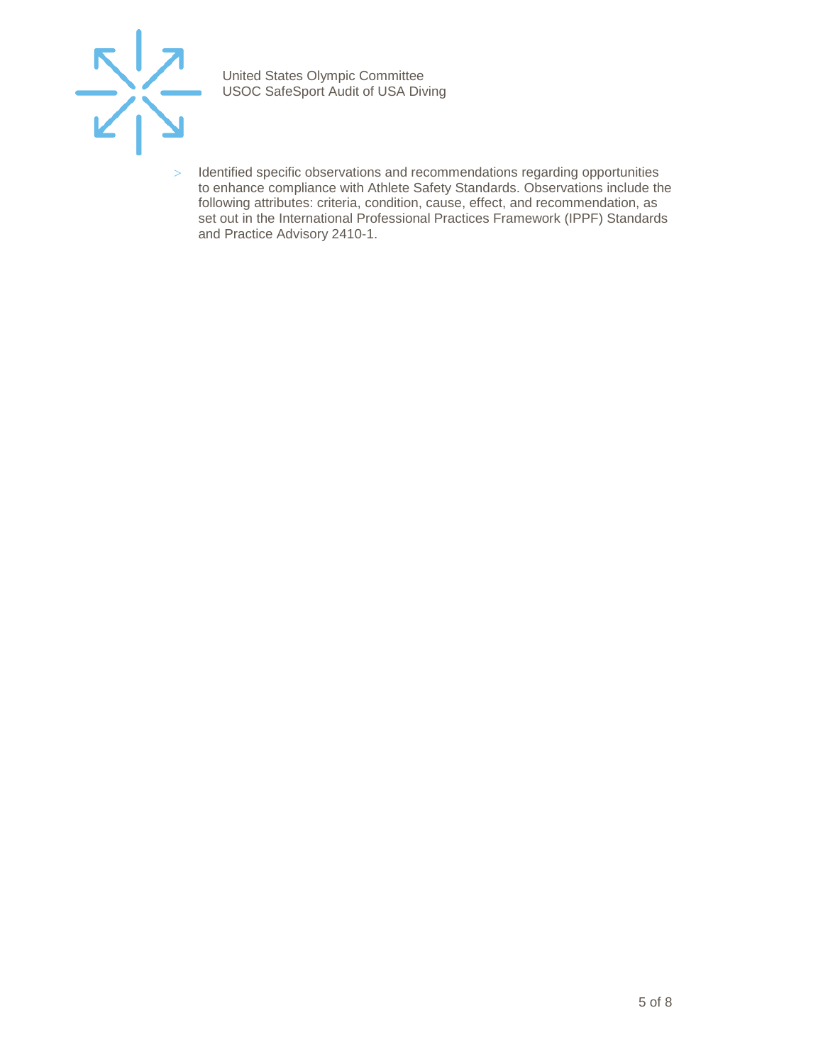- Identified specific observations and recommendations regarding opportunities to enhance compliance with Athlete Safety Standards. Observations include the following attributes: criteria, condition, cause, effect, and recommendation, as set out in the International Professional Practices Framework (IPPF) Standards and Practice Advisory 2410-1.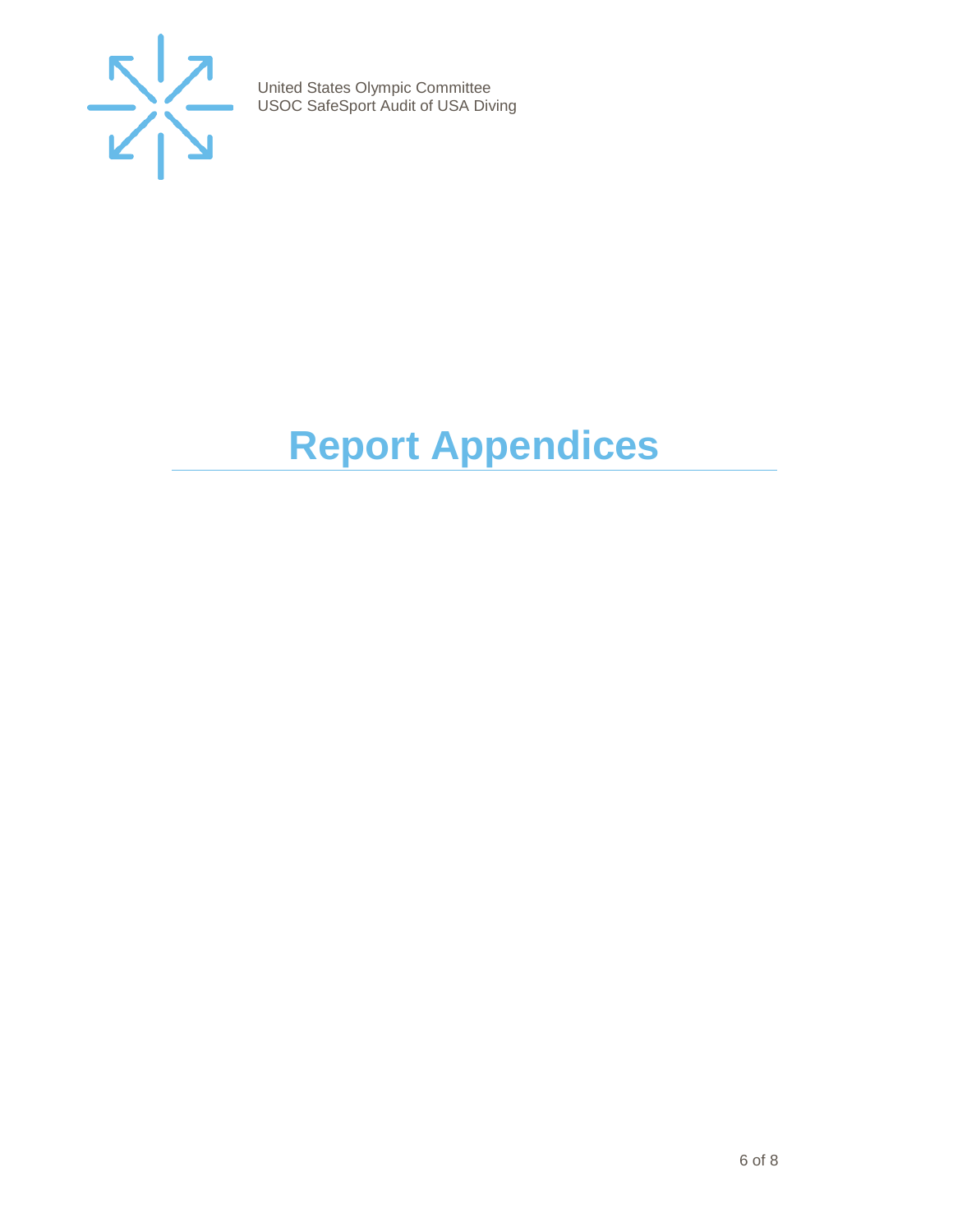# Report Appendices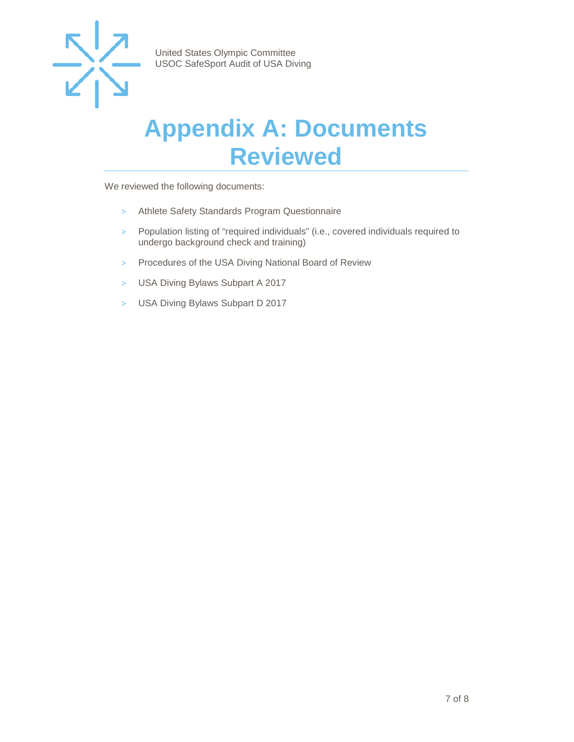# Appendix A: Documents Reviewed

We reviewed the following documents:

- Athlete Safety Standards Program Questionnaire
- Population listing of "required individuals" (i.e., covered individuals required to undergo background check and training)
- Procedures of the USA Diving National Board of Review
- USA Diving Bylaws Subpart A 2017
- USA Diving Bylaws Subpart D 2017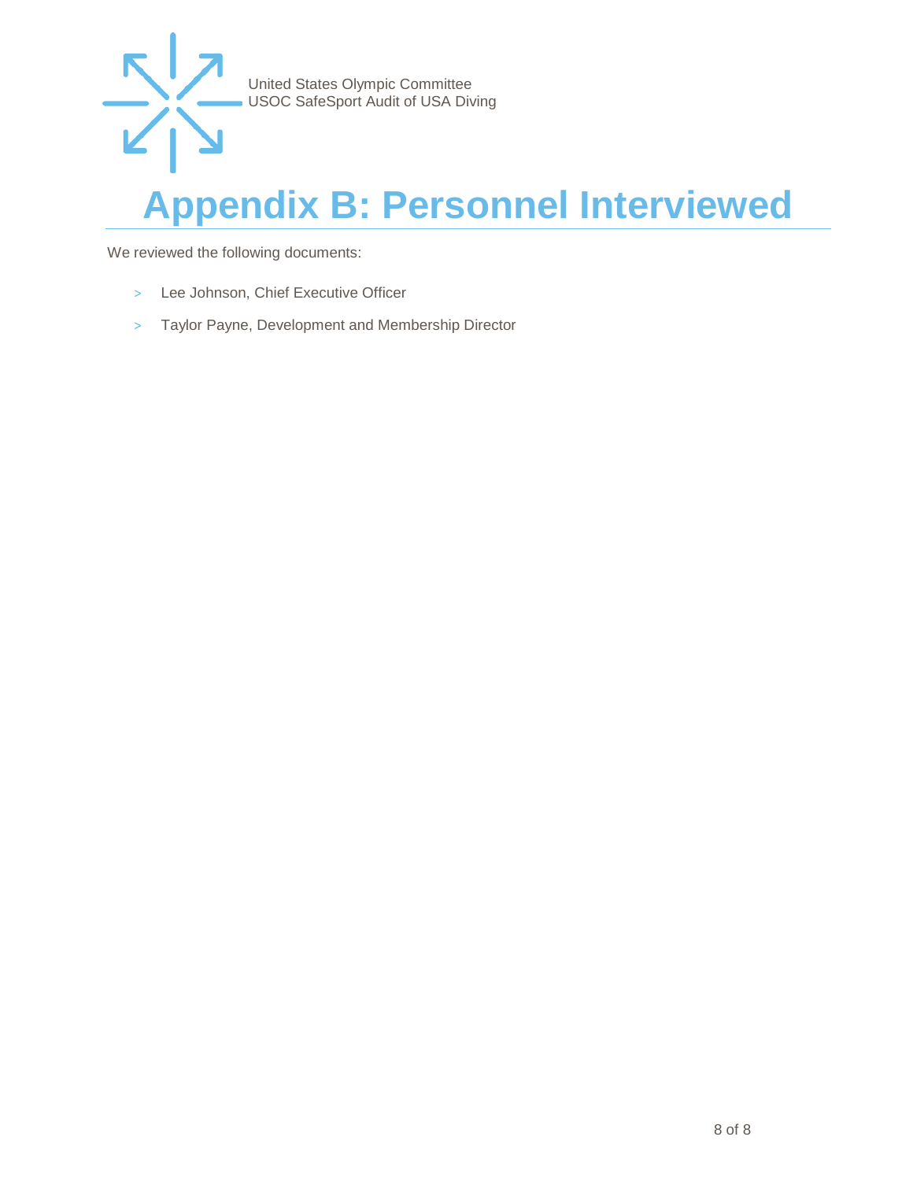# Appendix B: Personnel Interviewed

We reviewed the following documents:

- Lee Johnson, Chief Executive Officer
- Taylor Payne, Development and Membership Director